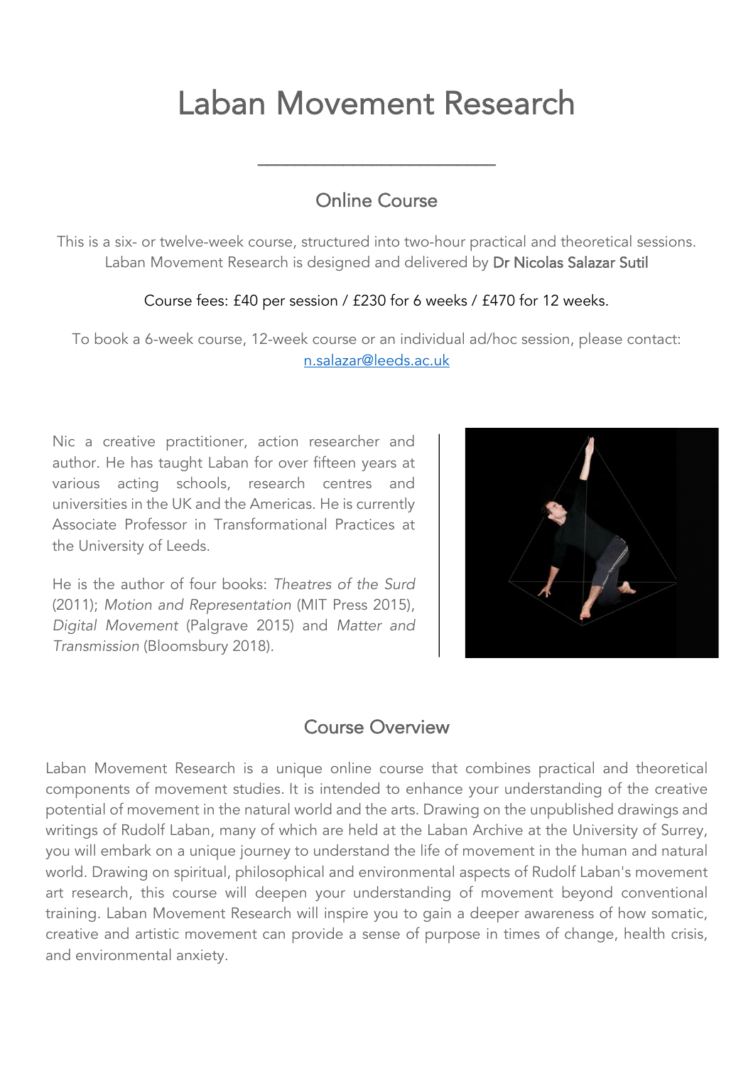# Laban Movement Research

## Online Course

This is a six- or twelve-week course, structured into two-hour practical and theoretical sessions. Laban Movement Research is designed and delivered by Dr Nicolas Salazar Sutil

Course fees: £40 per session / £230 for 6 weeks / £470 for 12 weeks.

To book a 6-week course, 12-week course or an individual ad/hoc session, please contact: n.salazar@leeds.ac.uk

Nic a creative practitioner, action researcher and author. He has taught Laban for over fifteen years at various acting schools, research centres and universities in the UK and the Americas. He is currently Associate Professor in Transformational Practices at the University of Leeds.

He is the author of four books: *Theatres of the Surd* (2011); *Motion and Representation* (MIT Press 2015), *Digital Movement* (Palgrave 2015) and *Matter and Transmission* (Bloomsbury 2018).

## Course Overview

Laban Movement Research is a unique online course that combines practical and theoretical components of movement studies. It is intended to enhance your understanding of the creative potential of movement in the natural world and the arts. Drawing on the unpublished drawings and writings of Rudolf Laban, many of which are held at the Laban Archive at the University of Surrey, you will embark on a unique journey to understand the life of movement in the human and natural world. Drawing on spiritual, philosophical and environmental aspects of Rudolf Laban's movement art research, this course will deepen your understanding of movement beyond conventional training. Laban Movement Research will inspire you to gain a deeper awareness of how somatic, creative and artistic movement can provide a sense of purpose in times of change, health crisis, and environmental anxiety.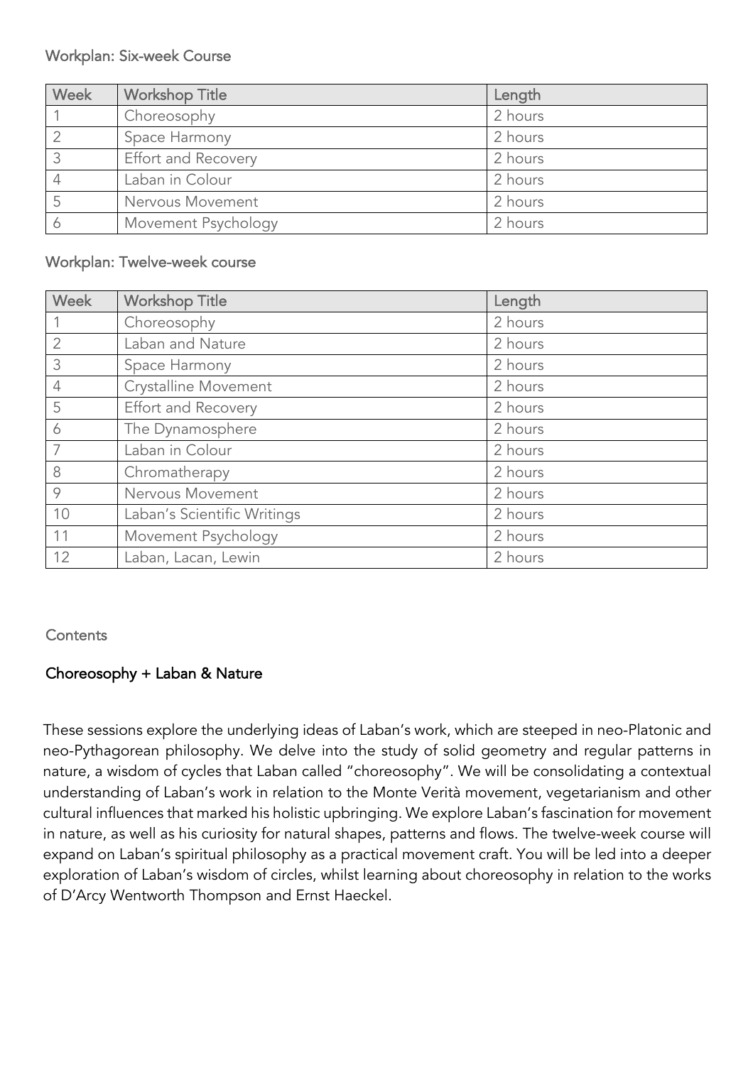Workplan: Six-week Course

| Week | Workshop Title | Length |
| --- | --- | --- |
| 1 | Choreosophy | 2 hours |
| 2 | Space Harmony | 2 hours |
| 3 | Effort and Recovery | 2 hours |
| 4 | Laban in Colour | 2 hours |
| 5 | Nervous Movement | 2 hours |
| 6 | Movement Psychology | 2 hours |

Workplan: Twelve-week course

| Week | Workshop Title | Length |
| --- | --- | --- |
| 1 | Choreosophy | 2 hours |
| 2 | Laban and Nature | 2 hours |
| 3 | Space Harmony | 2 hours |
| 4 | Crystalline Movement | 2 hours |
| 5 | Effort and Recovery | 2 hours |
| 6 | The Dynamosphere | 2 hours |
| 7 | Laban in Colour | 2 hours |
| 8 | Chromatherapy | 2 hours |
| 9 | Nervous Movement | 2 hours |
| 10 | Laban's Scientific Writings | 2 hours |
| 11 | Movement Psychology | 2 hours |
| 12 | Laban, Lacan, Lewin | 2 hours |

Contents

## Choreosophy + Laban & Nature

These sessions explore the underlying ideas of Laban's work, which are steeped in neo-Platonic and neo-Pythagorean philosophy. We delve into the study of solid geometry and regular patterns in nature, a wisdom of cycles that Laban called "choreosophy". We will be consolidating a contextual understanding of Laban's work in relation to the Monte Verità movement, vegetarianism and other cultural influences that marked his holistic upbringing. We explore Laban's fascination for movement in nature, as well as his curiosity for natural shapes, patterns and flows. The twelve-week course will expand on Laban's spiritual philosophy as a practical movement craft. You will be led into a deeper exploration of Laban's wisdom of circles, whilst learning about choreosophy in relation to the works of D'Arcy Wentworth Thompson and Ernst Haeckel.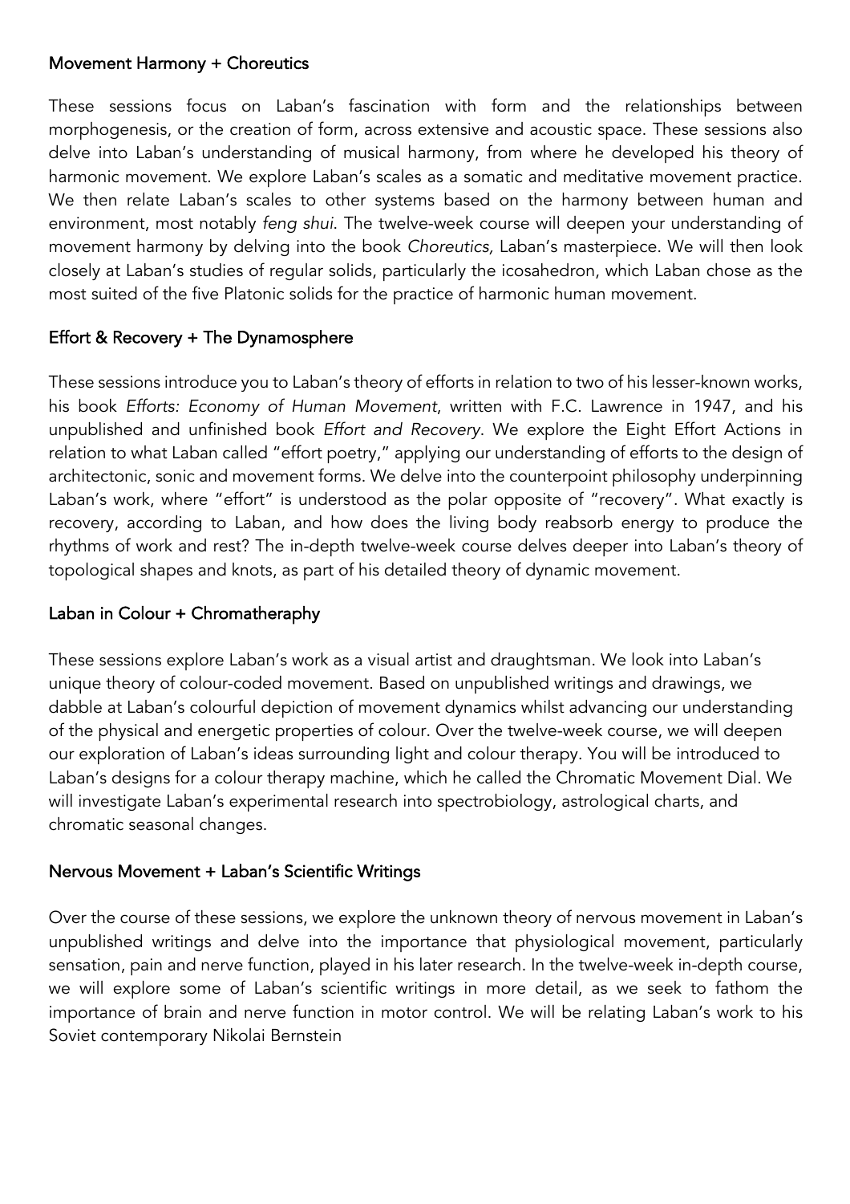### Movement Harmony + Choreutics

These sessions focus on Laban's fascination with form and the relationships between morphogenesis, or the creation of form, across extensive and acoustic space. These sessions also delve into Laban's understanding of musical harmony, from where he developed his theory of harmonic movement. We explore Laban's scales as a somatic and meditative movement practice. We then relate Laban's scales to other systems based on the harmony between human and environment, most notably *feng shui*. The twelve-week course will deepen your understanding of movement harmony by delving into the book *Choreutics,* Laban's masterpiece. We will then look closely at Laban's studies of regular solids, particularly the icosahedron, which Laban chose as the most suited of the five Platonic solids for the practice of harmonic human movement.

### Effort & Recovery + The Dynamosphere

These sessions introduce you to Laban's theory of efforts in relation to two of his lesser-known works, his book *Efforts: Economy of Human Movement*, written with F.C. Lawrence in 1947, and his unpublished and unfinished book *Effort and Recovery*. We explore the Eight Effort Actions in relation to what Laban called "effort poetry," applying our understanding of efforts to the design of architectonic, sonic and movement forms. We delve into the counterpoint philosophy underpinning Laban's work, where "effort" is understood as the polar opposite of "recovery". What exactly is recovery, according to Laban, and how does the living body reabsorb energy to produce the rhythms of work and rest? The in-depth twelve-week course delves deeper into Laban's theory of topological shapes and knots, as part of his detailed theory of dynamic movement.

### Laban in Colour + Chromatheraphy

These sessions explore Laban's work as a visual artist and draughtsman. We look into Laban's unique theory of colour-coded movement. Based on unpublished writings and drawings, we dabble at Laban's colourful depiction of movement dynamics whilst advancing our understanding of the physical and energetic properties of colour. Over the twelve-week course, we will deepen our exploration of Laban's ideas surrounding light and colour therapy. You will be introduced to Laban's designs for a colour therapy machine, which he called the Chromatic Movement Dial. We will investigate Laban's experimental research into spectrobiology, astrological charts, and chromatic seasonal changes.

### Nervous Movement + Laban's Scientific Writings

Over the course of these sessions, we explore the unknown theory of nervous movement in Laban's unpublished writings and delve into the importance that physiological movement, particularly sensation, pain and nerve function, played in his later research. In the twelve-week in-depth course, we will explore some of Laban's scientific writings in more detail, as we seek to fathom the importance of brain and nerve function in motor control. We will be relating Laban's work to his Soviet contemporary Nikolai Bernstein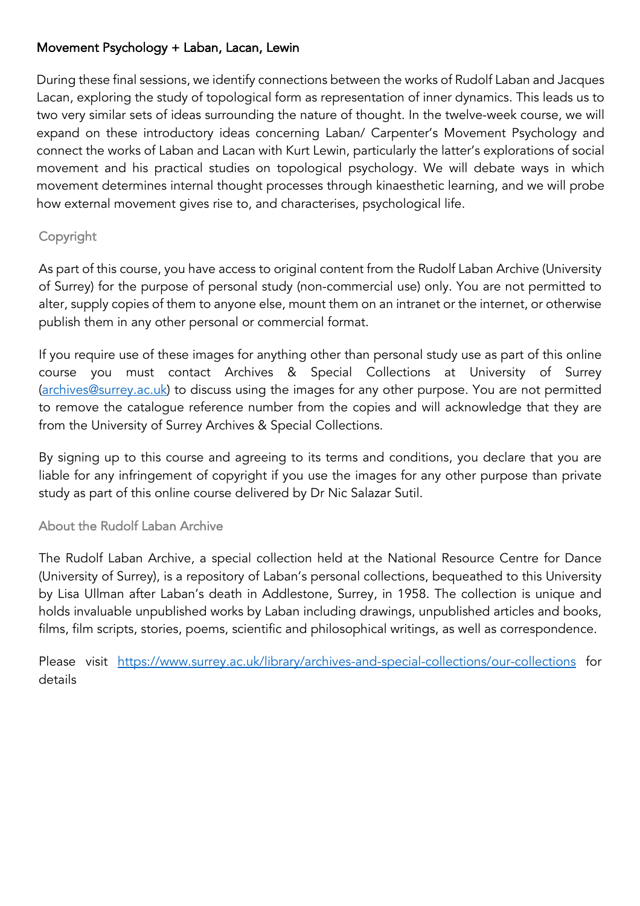## Movement Psychology + Laban, Lacan, Lewin

During these final sessions, we identify connections between the works of Rudolf Laban and Jacques Lacan, exploring the study of topological form as representation of inner dynamics. This leads us to two very similar sets of ideas surrounding the nature of thought. In the twelve-week course, we will expand on these introductory ideas concerning Laban/ Carpenter's Movement Psychology and connect the works of Laban and Lacan with Kurt Lewin, particularly the latter's explorations of social movement and his practical studies on topological psychology. We will debate ways in which movement determines internal thought processes through kinaesthetic learning, and we will probe how external movement gives rise to, and characterises, psychological life.

### Copyright

As part of this course, you have access to original content from the Rudolf Laban Archive (University of Surrey) for the purpose of personal study (non-commercial use) only. You are not permitted to alter, supply copies of them to anyone else, mount them on an intranet or the internet, or otherwise publish them in any other personal or commercial format.

If you require use of these images for anything other than personal study use as part of this online course you must contact Archives & Special Collections at University of Surrey ([archives@surrey.ac.uk](mailto:archives@surrey.ac.uk)) to discuss using the images for any other purpose. You are not permitted to remove the catalogue reference number from the copies and will acknowledge that they are from the University of Surrey Archives & Special Collections.

By signing up to this course and agreeing to its terms and conditions, you declare that you are liable for any infringement of copyright if you use the images for any other purpose than private study as part of this online course delivered by Dr Nic Salazar Sutil.

### About the Rudolf Laban Archive

The Rudolf Laban Archive, a special collection held at the National Resource Centre for Dance (University of Surrey), is a repository of Laban's personal collections, bequeathed to this University by Lisa Ullman after Laban's death in Addlestone, Surrey, in 1958. The collection is unique and holds invaluable unpublished works by Laban including drawings, unpublished articles and books, films, film scripts, stories, poems, scientific and philosophical writings, as well as correspondence.

Please visit [https://www.surrey.ac.uk/library/archives-and-special-collections/our-collections](https://www.surrey.ac.uk/library/archives-and-special-collections/our-collections) for details